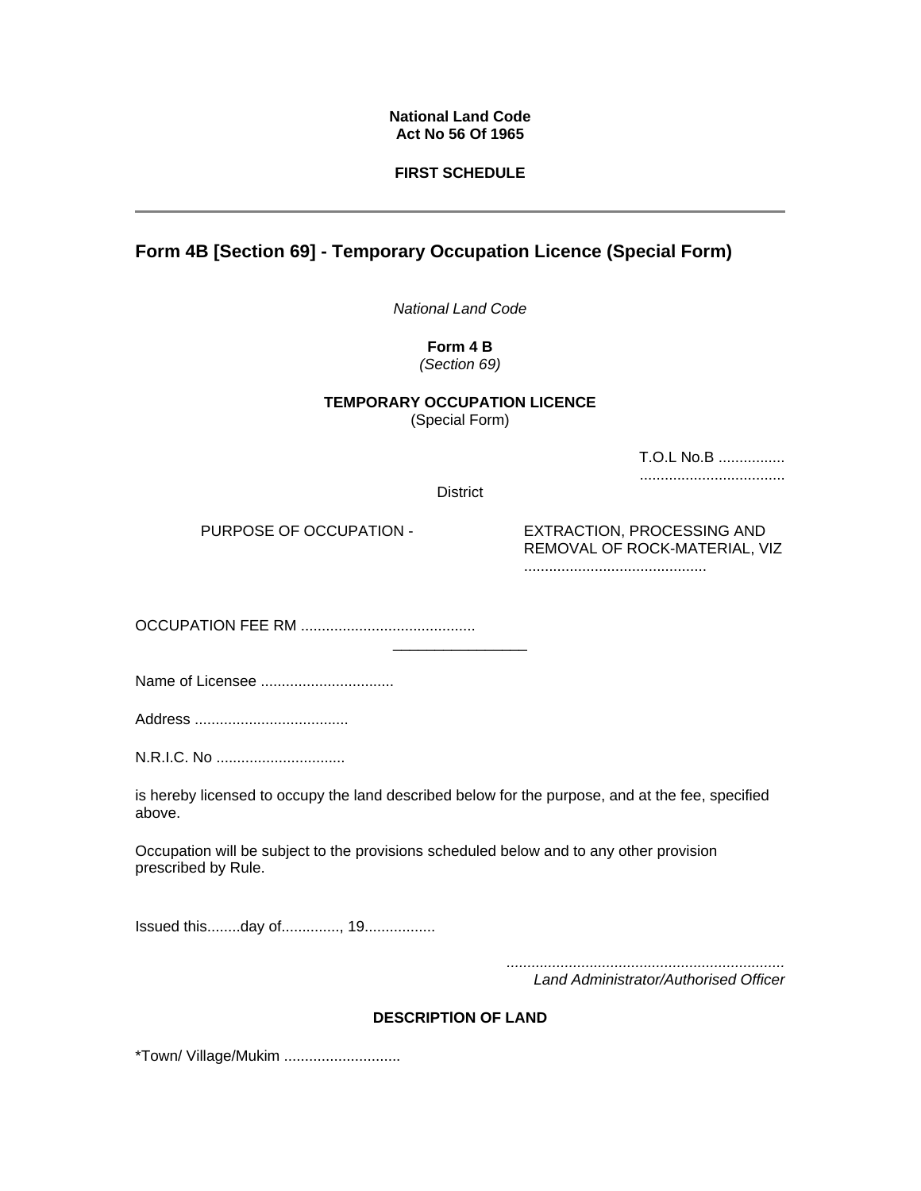**National Land Code**
**Act No 56 Of 1965**

**FIRST SCHEDULE**

---

## Form 4B [Section 69] - Temporary Occupation Licence (Special Form)

*National Land Code*

**Form 4 B**
*(Section 69)*

**TEMPORARY OCCUPATION LICENCE**
(Special Form)

T.O.L No.B ................
...................................

District

PURPOSE OF OCCUPATION - EXTRACTION, PROCESSING AND REMOVAL OF ROCK-MATERIAL, VIZ ...........................................

OCCUPATION FEE RM ..........................................

---

Name of Licensee ................................

Address .....................................

N.R.I.C. No ...............................

is hereby licensed to occupy the land described below for the purpose, and at the fee, specified above.

Occupation will be subject to the provisions scheduled below and to any other provision prescribed by Rule.

Issued this........day of.............., 19.................

*...................................................................*
*Land Administrator/Authorised Officer*

**DESCRIPTION OF LAND**

*Town/ Village/Mukim ............................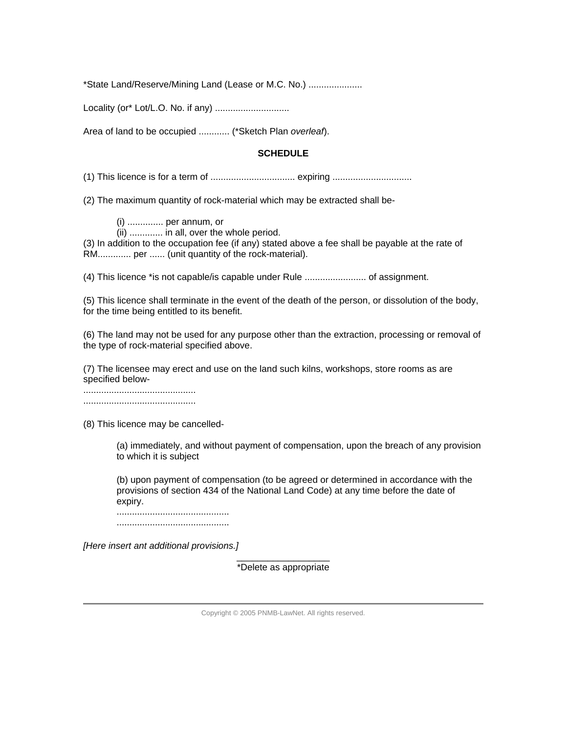*State Land/Reserve/Mining Land (Lease or M.C. No.) .....................

Locality (or* Lot/L.O. No. if any) .............................

Area of land to be occupied ............ (*Sketch Plan *overleaf*).

**SCHEDULE**

(1) This licence is for a term of ................................. expiring ...............................

(2) The maximum quantity of rock-material which may be extracted shall be-

(i) .............. per annum, or
(ii) ............. in all, over the whole period.

(3) In addition to the occupation fee (if any) stated above a fee shall be payable at the rate of RM............. per ...... (unit quantity of the rock-material).

(4) This licence *is not capable/is capable under Rule ........................ of assignment.

(5) This licence shall terminate in the event of the death of the person, or dissolution of the body, for the time being entitled to its benefit.

(6) The land may not be used for any purpose other than the extraction, processing or removal of the type of rock-material specified above.

(7) The licensee may erect and use on the land such kilns, workshops, store rooms as are specified below-
............................................
............................................

(8) This licence may be cancelled-

(a) immediately, and without payment of compensation, upon the breach of any provision to which it is subject

(b) upon payment of compensation (to be agreed or determined in accordance with the provisions of section 434 of the National Land Code) at any time before the date of expiry.
............................................
............................................

*[Here insert ant additional provisions.]*

*Delete as appropriate